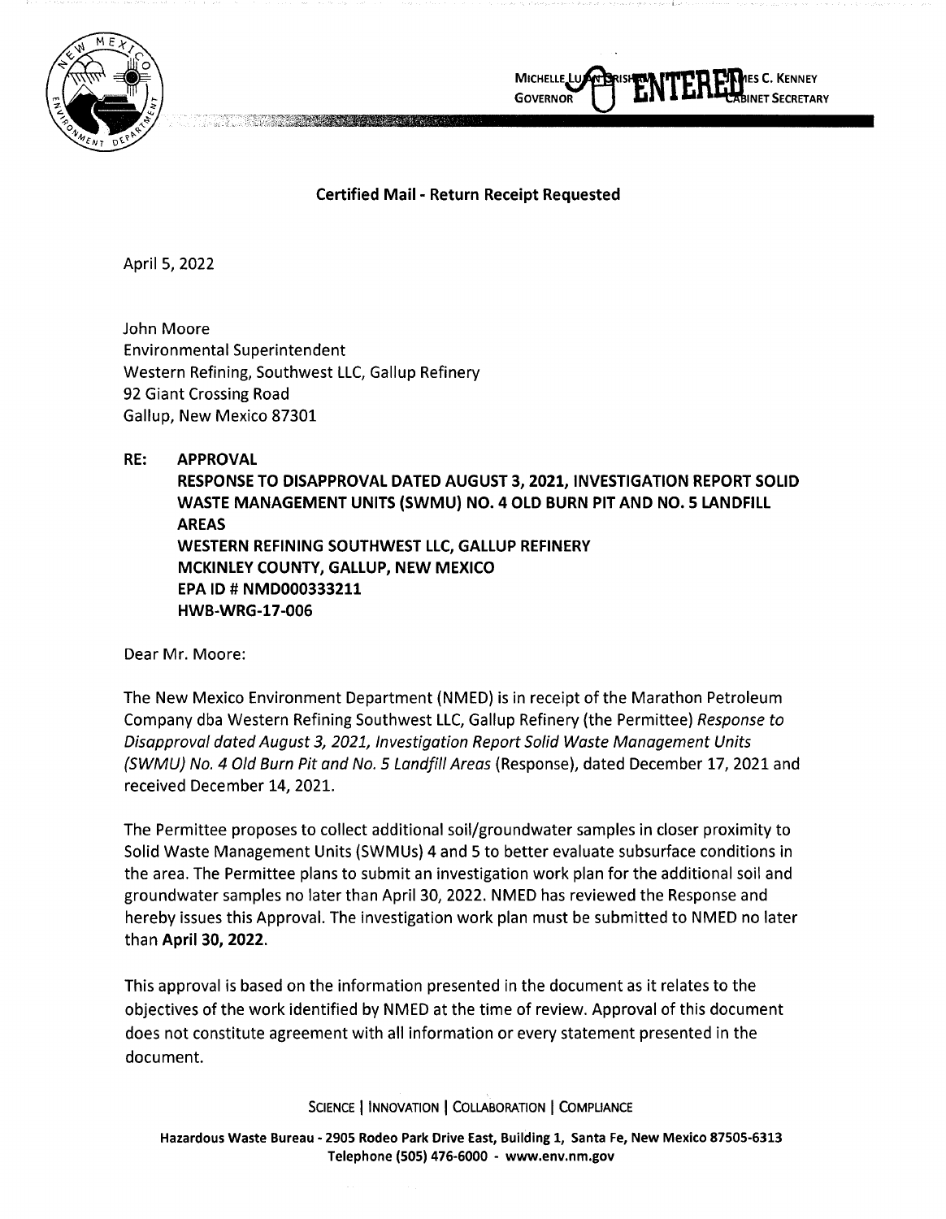MICHELLE LUJAN GRISHAM
GOVERNOR

JAMES C. KENNEY
CABINET SECRETARY

**Certified Mail - Return Receipt Requested**

April 5, 2022

John Moore
Environmental Superintendent
Western Refining, Southwest LLC, Gallup Refinery
92 Giant Crossing Road
Gallup, New Mexico 87301

**RE: APPROVAL**
**RESPONSE TO DISAPPROVAL DATED AUGUST 3, 2021, INVESTIGATION REPORT SOLID WASTE MANAGEMENT UNITS (SWMU) NO. 4 OLD BURN PIT AND NO. 5 LANDFILL AREAS**
**WESTERN REFINING SOUTHWEST LLC, GALLUP REFINERY**
**MCKINLEY COUNTY, GALLUP, NEW MEXICO**
**EPA ID # NMD000333211**
**HWB-WRG-17-006**

Dear Mr. Moore:

The New Mexico Environment Department (NMED) is in receipt of the Marathon Petroleum Company dba Western Refining Southwest LLC, Gallup Refinery (the Permittee) *Response to Disapproval dated August 3, 2021, Investigation Report Solid Waste Management Units (SWMU) No. 4 Old Burn Pit and No. 5 Landfill Areas* (Response), dated December 17, 2021 and received December 14, 2021.

The Permittee proposes to collect additional soil/groundwater samples in closer proximity to Solid Waste Management Units (SWMUs) 4 and 5 to better evaluate subsurface conditions in the area. The Permittee plans to submit an investigation work plan for the additional soil and groundwater samples no later than April 30, 2022. NMED has reviewed the Response and hereby issues this Approval. The investigation work plan must be submitted to NMED no later than **April 30, 2022**.

This approval is based on the information presented in the document as it relates to the objectives of the work identified by NMED at the time of review. Approval of this document does not constitute agreement with all information or every statement presented in the document.

SCIENCE | INNOVATION | COLLABORATION | COMPLIANCE

**Hazardous Waste Bureau - 2905 Rodeo Park Drive East, Building 1, Santa Fe, New Mexico 87505-6313**
**Telephone (505) 476-6000 - www.env.nm.gov**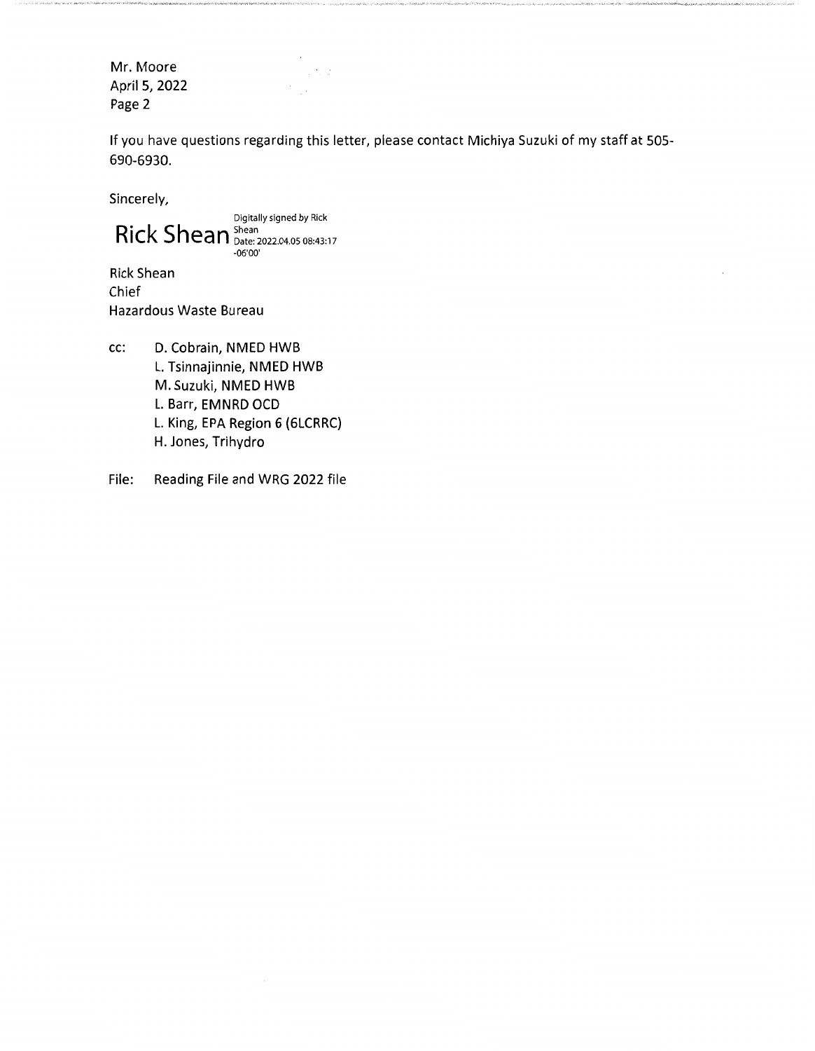Mr. Moore
April 5, 2022
Page 2

If you have questions regarding this letter, please contact Michiya Suzuki of my staff at 505-690-6930.

Sincerely,

Rick Shean Digitally signed by Rick Shean Date: 2022.04.05 08:43:17 -06'00'

Rick Shean
Chief
Hazardous Waste Bureau

cc: D. Cobrain, NMED HWB
L. Tsinnajinnie, NMED HWB
M. Suzuki, NMED HWB
L. Barr, EMNRD OCD
L. King, EPA Region 6 (6LCRRC)
H. Jones, Trihydro

File: Reading File and WRG 2022 file